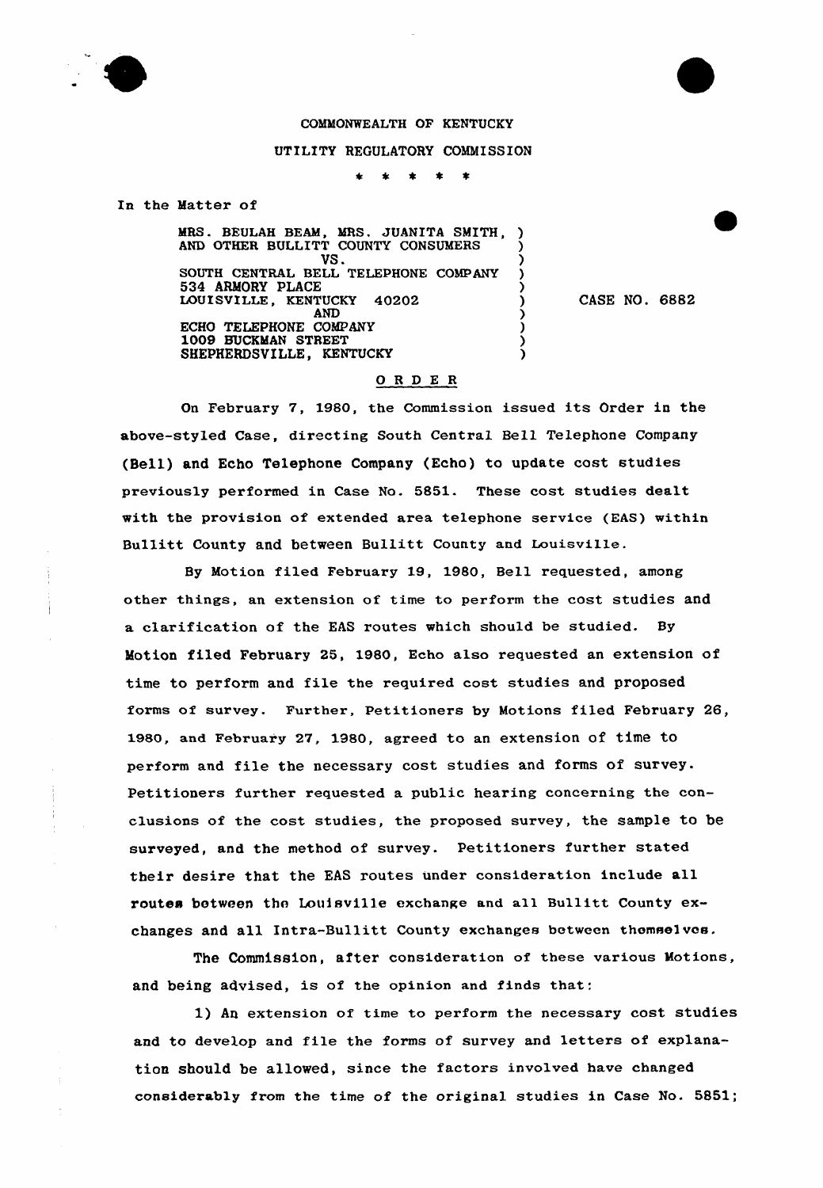COMMONWEALTH OF KENTUCKY

UTILITY REGULATORY COMMISSION

\* \* \* \* \*

In the Matter of

MRS. BEULAH BEAM, MRS. JUANITA SMITH, AND OTHER BULLITT COUNTY CONSUMERS
VS.
SOUTH CENTRAL BELL TELEPHONE COMPANY
534 ARMORY PLACE
LOUISVILLE, KENTUCKY 40202
AND
ECHO TELEPHONE COMPANY
1009 BUCKMAN STREET
SHEPHERDSVILLE, KENTUCKY

CASE NO. 6882

## ORDER

On February 7, 1980, the Commission issued its Order in the above-styled Case, directing South Central Bell Telephone Company (Bell) and Echo Telephone Company (Echo) to update cost studies previously performed in Case No. 5851. These cost studies dealt with the provision of extended area telephone service (EAS) within Bullitt County and between Bullitt County and Louisville.

By Motion filed February 19, 1980, Bell requested, among other things, an extension of time to perform the cost studies and a clarification of the EAS routes which should be studied. By Motion filed February 25, 1980, Echo also requested an extension of time to perform and file the required cost studies and proposed forms of survey. Further, Petitioners by Motions filed February 26, 1980, and February 27, 1980, agreed to an extension of time to perform and file the necessary cost studies and forms of survey. Petitioners further requested a public hearing concerning the conclusions of the cost studies, the proposed survey, the sample to be surveyed, and the method of survey. Petitioners further stated their desire that the EAS routes under consideration include all routes between the Louisville exchange and all Bullitt County exchanges and all Intra-Bullitt County exchanges between themselves.

The Commission, after consideration of these various Motions, and being advised, is of the opinion and finds that:

1) An extension of time to perform the necessary cost studies and to develop and file the forms of survey and letters of explanation should be allowed, since the factors involved have changed considerably from the time of the original studies in Case No. 5851;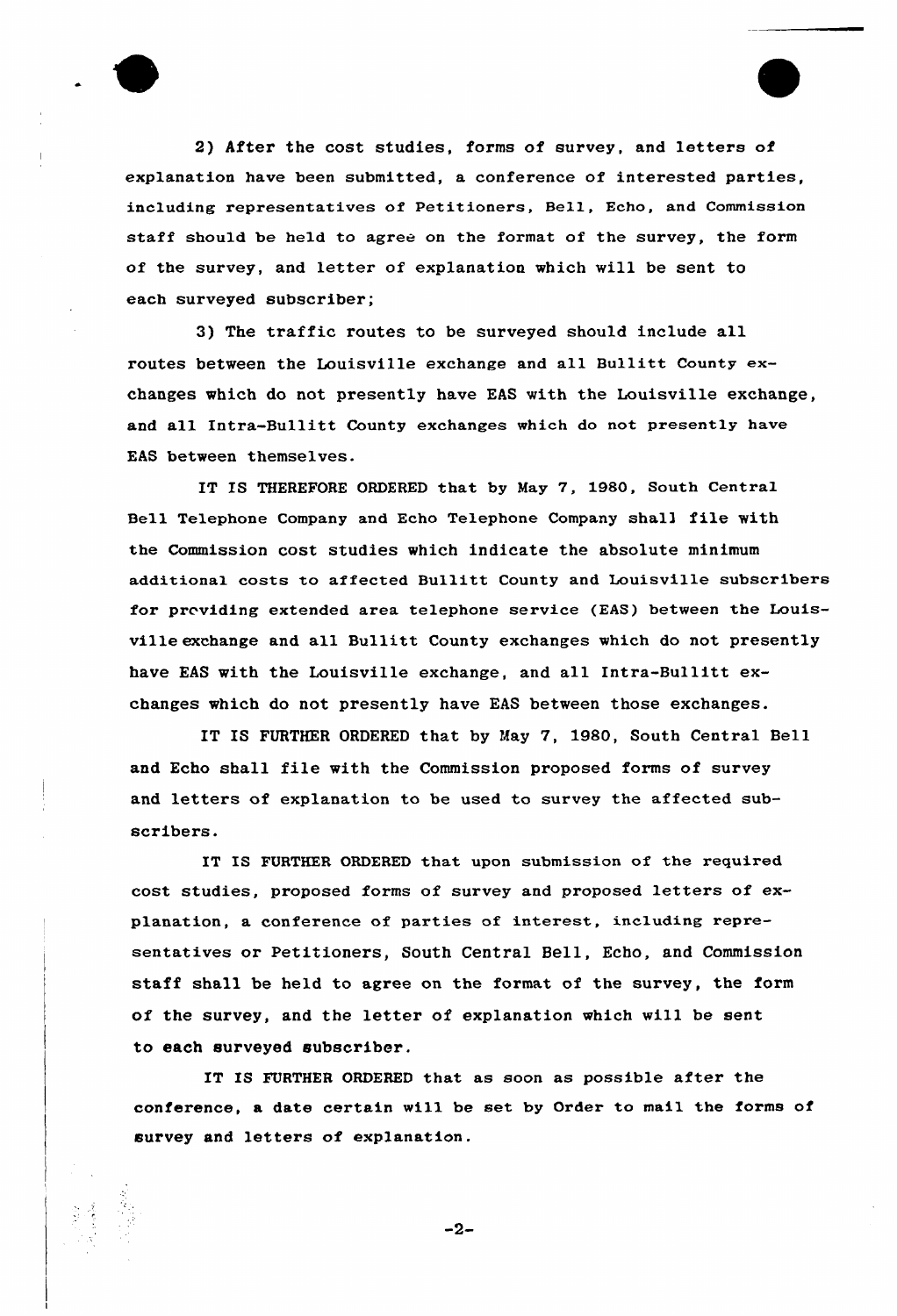2) After the cost studies, forms of survey, and letters of explanation have been submitted, a conference of interested parties, including representatives of Petitioners, Bell, Echo, and Commission staff should be held to agree on the format of the survey, the form of the survey, and letter of explanation which will be sent to each surveyed subscriber;

3) The traffic routes to be surveyed should include all routes between the Louisville exchange and all Bullitt County exchanges which do not presently have EAS with the Louisville exchange, and all Intra-Bullitt County exchanges which do not presently have EAS between themselves.

IT IS THEREFORE ORDERED that by May 7, 1980, South Central Bell Telephone Company and Echo Telephone Company shall file with the Commission cost studies which indicate the absolute minimum additional costs to affected Bullitt County and Louisville subscribers for providing extended area telephone service (EAS) between the Louisville exchange and all Bullitt County exchanges which do not presently have EAS with the Louisville exchange, and all Intra-Bullitt exchanges which do not presently have EAS between those exchanges.

IT IS FURTHER ORDERED that by May 7, 1980, South Central Bell and Echo shall file with the Commission proposed forms of survey and letters of explanation to be used to survey the affected subscribers.

IT IS FURTHER ORDERED that upon submission of the required cost studies, proposed forms of survey and proposed letters of explanation, a conference of parties of interest, including representatives or Petitioners, South Central Bell, Echo, and Commission staff shall be held to agree on the format of the survey, the form of the survey, and the letter of explanation which will be sent to each surveyed subscriber.

IT IS FURTHER ORDERED that as soon as possible after the conference, a date certain will be set by Order to mail the forms of survey and letters of explanation.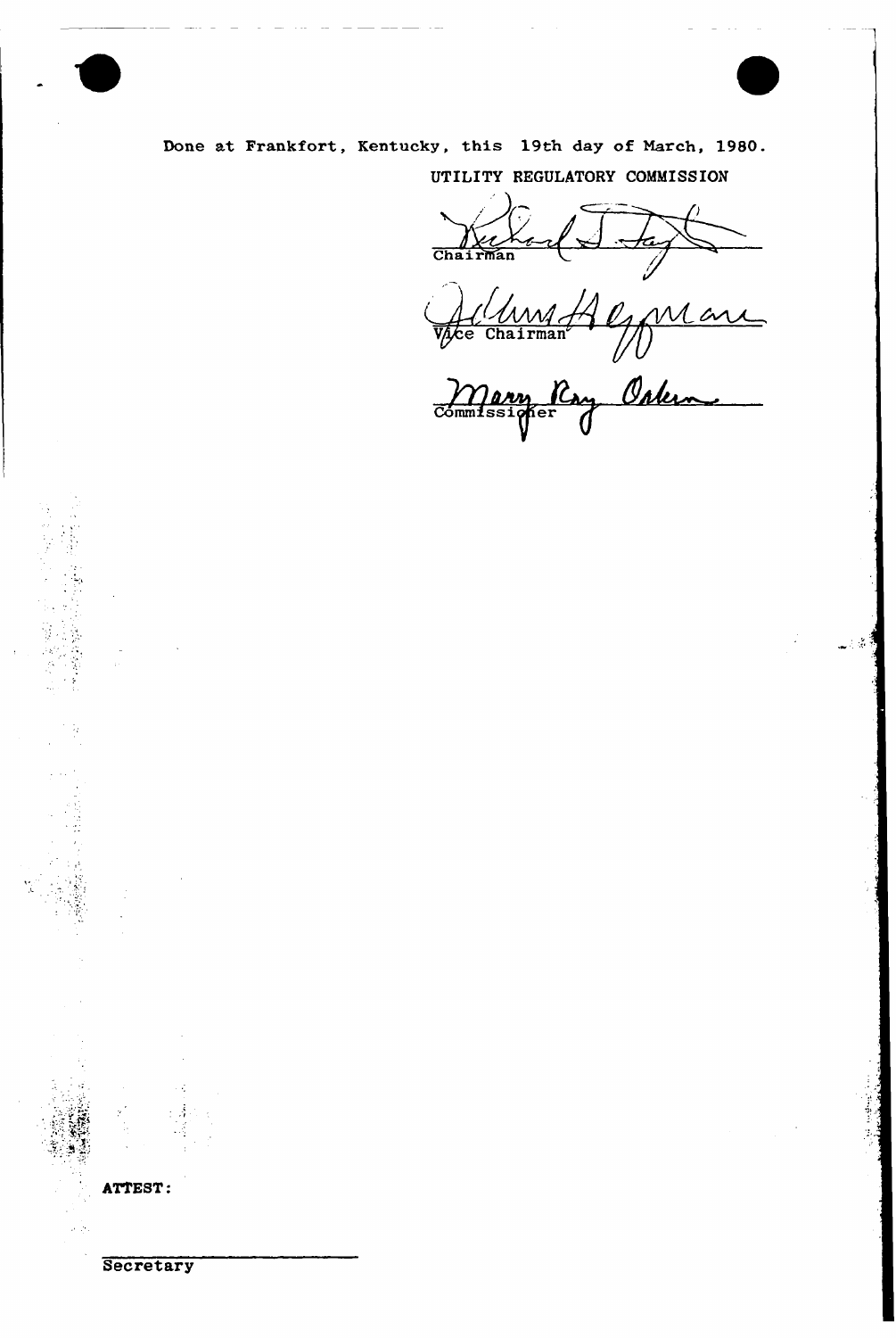Done at Frankfort, Kentucky, this 19th day of March, 1980.

UTILITY REGULATORY COMMISSION

Chairman

Vice Chairman

Commissioner

ATTEST:

Secretary